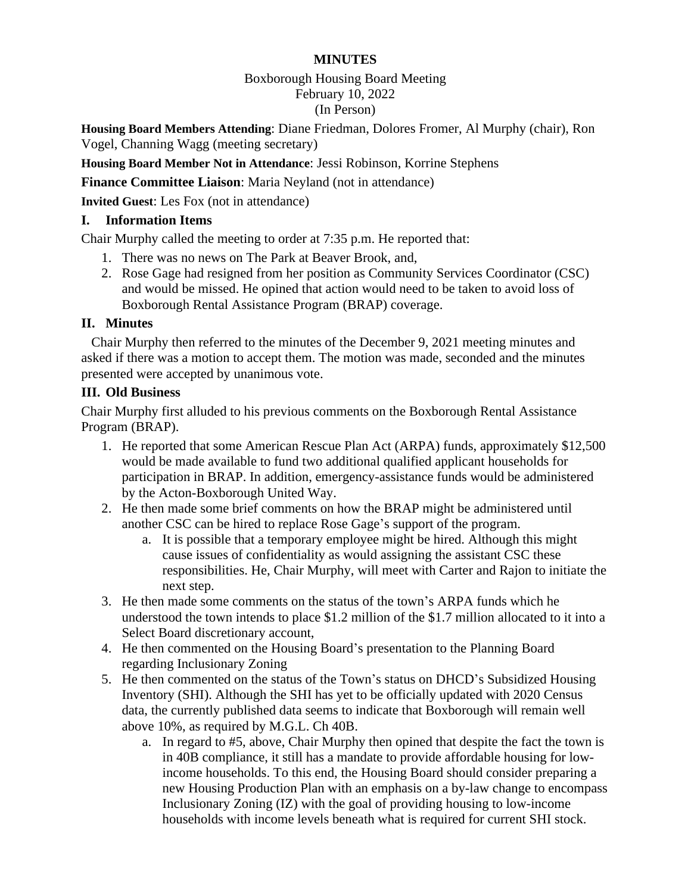# MINUTES

Boxborough Housing Board Meeting
February 10, 2022
(In Person)

**Housing Board Members Attending**: Diane Friedman, Dolores Fromer, Al Murphy (chair), Ron Vogel, Channing Wagg (meeting secretary)

**Housing Board Member Not in Attendance**: Jessi Robinson, Korrine Stephens

**Finance Committee Liaison**: Maria Neyland (not in attendance)

**Invited Guest**: Les Fox (not in attendance)

## I. Information Items

Chair Murphy called the meeting to order at 7:35 p.m. He reported that:

1. There was no news on The Park at Beaver Brook, and,
2. Rose Gage had resigned from her position as Community Services Coordinator (CSC) and would be missed. He opined that action would need to be taken to avoid loss of Boxborough Rental Assistance Program (BRAP) coverage.

## II. Minutes

Chair Murphy then referred to the minutes of the December 9, 2021 meeting minutes and asked if there was a motion to accept them. The motion was made, seconded and the minutes presented were accepted by unanimous vote.

## III. Old Business

Chair Murphy first alluded to his previous comments on the Boxborough Rental Assistance Program (BRAP).

1. He reported that some American Rescue Plan Act (ARPA) funds, approximately $12,500 would be made available to fund two additional qualified applicant households for participation in BRAP. In addition, emergency-assistance funds would be administered by the Acton-Boxborough United Way.
2. He then made some brief comments on how the BRAP might be administered until another CSC can be hired to replace Rose Gage's support of the program.
   a. It is possible that a temporary employee might be hired. Although this might cause issues of confidentiality as would assigning the assistant CSC these responsibilities. He, Chair Murphy, will meet with Carter and Rajon to initiate the next step.
3. He then made some comments on the status of the town's ARPA funds which he understood the town intends to place $1.2 million of the $1.7 million allocated to it into a Select Board discretionary account,
4. He then commented on the Housing Board's presentation to the Planning Board regarding Inclusionary Zoning
5. He then commented on the status of the Town's status on DHCD's Subsidized Housing Inventory (SHI). Although the SHI has yet to be officially updated with 2020 Census data, the currently published data seems to indicate that Boxborough will remain well above 10%, as required by M.G.L. Ch 40B.
   a. In regard to #5, above, Chair Murphy then opined that despite the fact the town is in 40B compliance, it still has a mandate to provide affordable housing for low-income households. To this end, the Housing Board should consider preparing a new Housing Production Plan with an emphasis on a by-law change to encompass Inclusionary Zoning (IZ) with the goal of providing housing to low-income households with income levels beneath what is required for current SHI stock.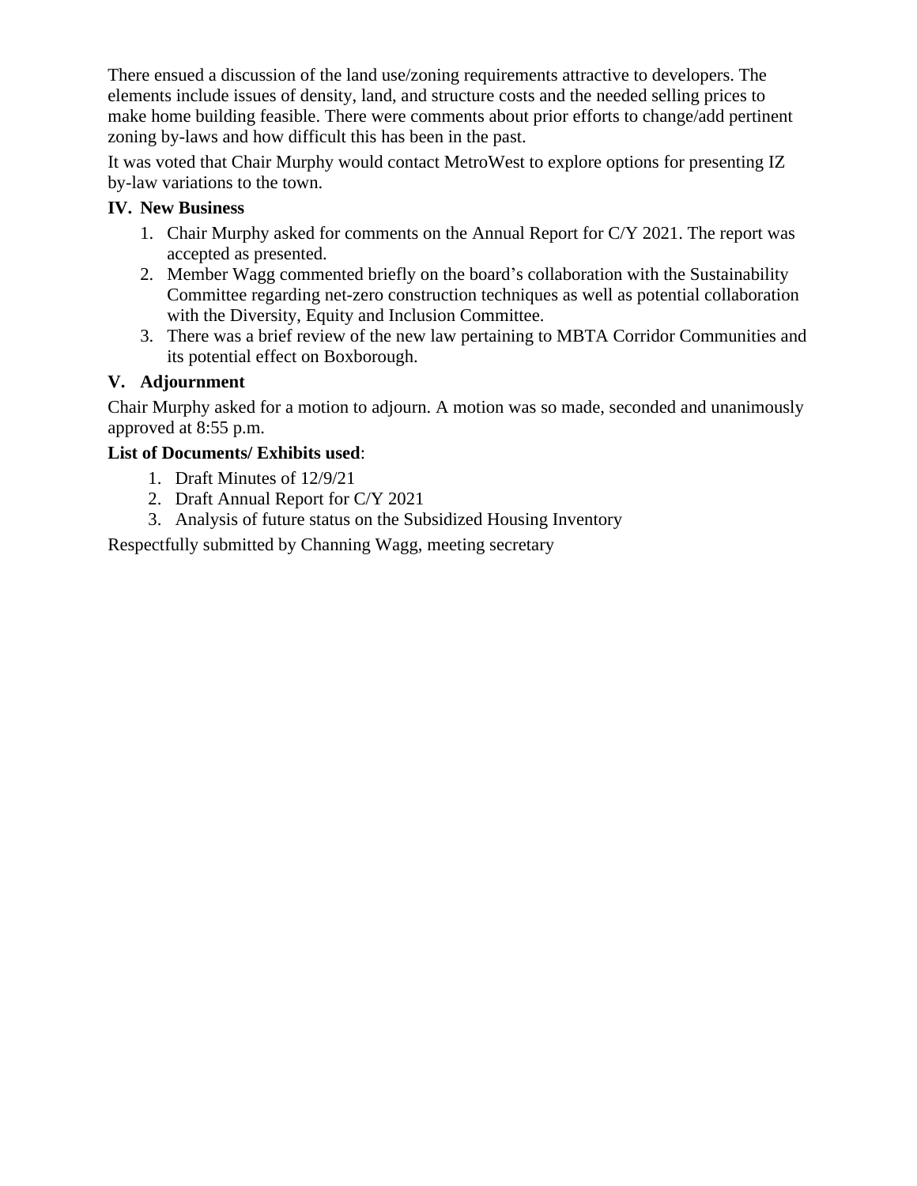There ensued a discussion of the land use/zoning requirements attractive to developers. The elements include issues of density, land, and structure costs and the needed selling prices to make home building feasible. There were comments about prior efforts to change/add pertinent zoning by-laws and how difficult this has been in the past.

It was voted that Chair Murphy would contact MetroWest to explore options for presenting IZ by-law variations to the town.

## IV. New Business

1. Chair Murphy asked for comments on the Annual Report for C/Y 2021. The report was accepted as presented.
2. Member Wagg commented briefly on the board's collaboration with the Sustainability Committee regarding net-zero construction techniques as well as potential collaboration with the Diversity, Equity and Inclusion Committee.
3. There was a brief review of the new law pertaining to MBTA Corridor Communities and its potential effect on Boxborough.

## V. Adjournment

Chair Murphy asked for a motion to adjourn. A motion was so made, seconded and unanimously approved at 8:55 p.m.

**List of Documents/ Exhibits used**:

1. Draft Minutes of 12/9/21
2. Draft Annual Report for C/Y 2021
3. Analysis of future status on the Subsidized Housing Inventory

Respectfully submitted by Channing Wagg, meeting secretary